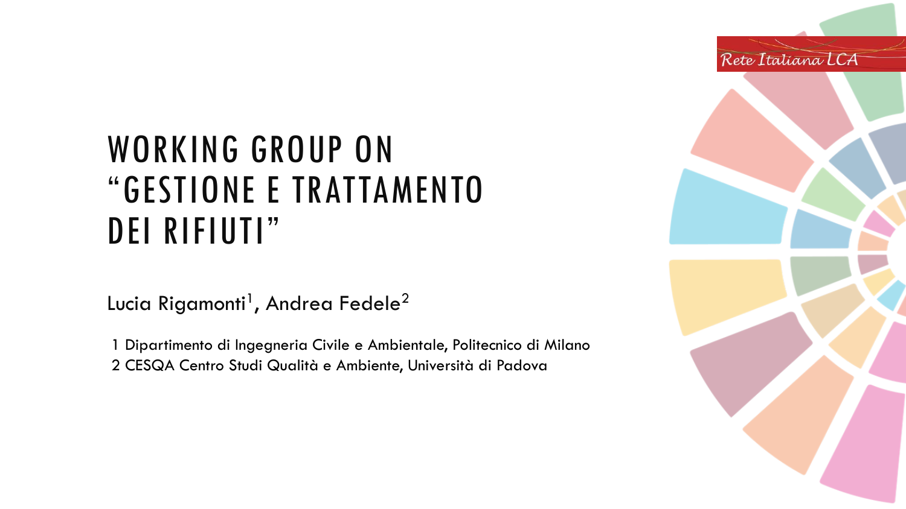Rete Italiana LCA

# WORKING GROUP ON "GESTIONE E TRATTAMENTO DEI RIFIUTI"

Lucia Rigamonti[1], Andrea Fedele[2]

1 Dipartimento di Ingegneria Civile e Ambientale, Politecnico di Milano
2 CESQA Centro Studi Qualità e Ambiente, Università di Padova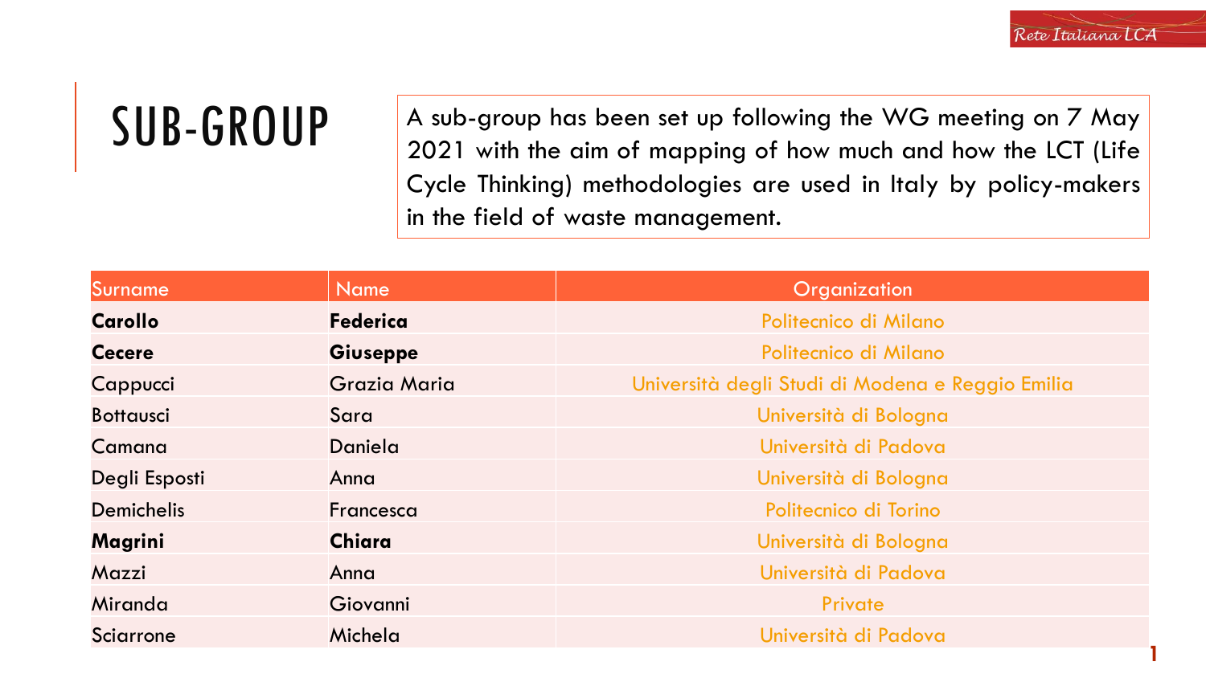# SUB-GROUP

A sub-group has been set up following the WG meeting on 7 May 2021 with the aim of mapping of how much and how the LCT (Life Cycle Thinking) methodologies are used in Italy by policy-makers in the field of waste management.

| Surname | Name | Organization |
| --- | --- | --- |
| **Carollo** | **Federica** | Politecnico di Milano |
| **Cecere** | **Giuseppe** | Politecnico di Milano |
| Cappucci | Grazia Maria | Università degli Studi di Modena e Reggio Emilia |
| Bottausci | Sara | Università di Bologna |
| Camana | Daniela | Università di Padova |
| Degli Esposti | Anna | Università di Bologna |
| Demichelis | Francesca | Politecnico di Torino |
| **Magrini** | **Chiara** | Università di Bologna |
| Mazzi | Anna | Università di Padova |
| Miranda | Giovanni | Private |
| Sciarrone | Michela | Università di Padova |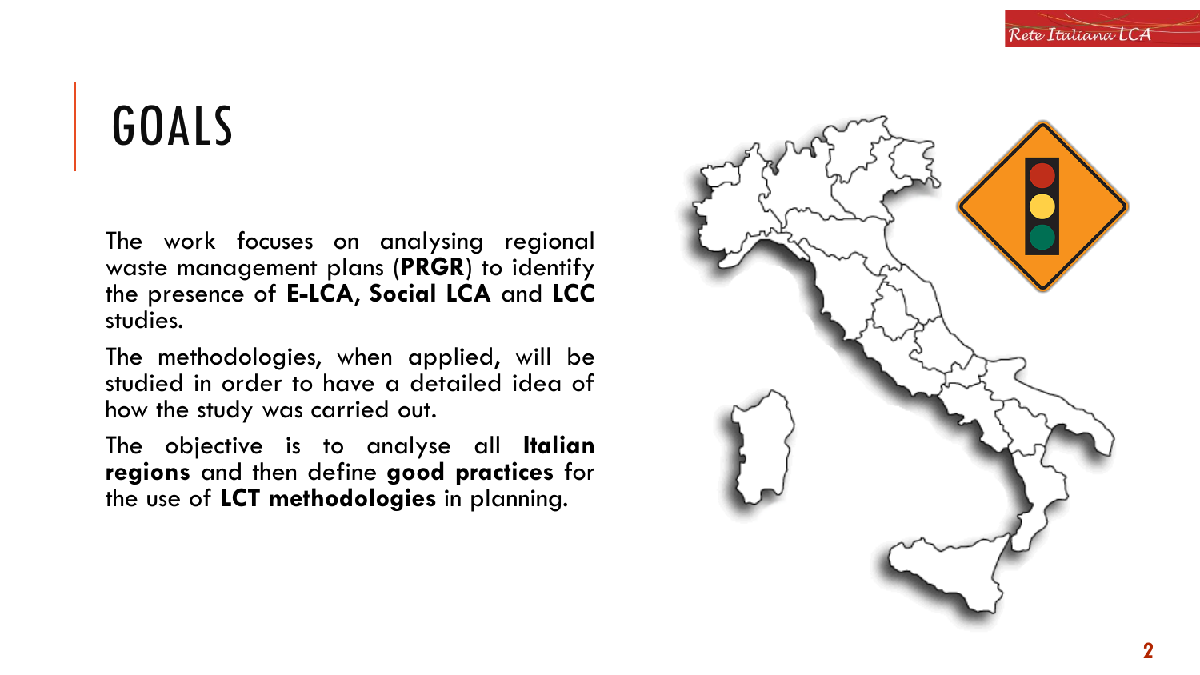# GOALS

The work focuses on analysing regional waste management plans (**PRGR**) to identify the presence of **E-LCA, Social LCA** and **LCC** studies.

The methodologies, when applied, will be studied in order to have a detailed idea of how the study was carried out.

The objective is to analyse all **Italian regions** and then define **good practices** for the use of **LCT methodologies** in planning.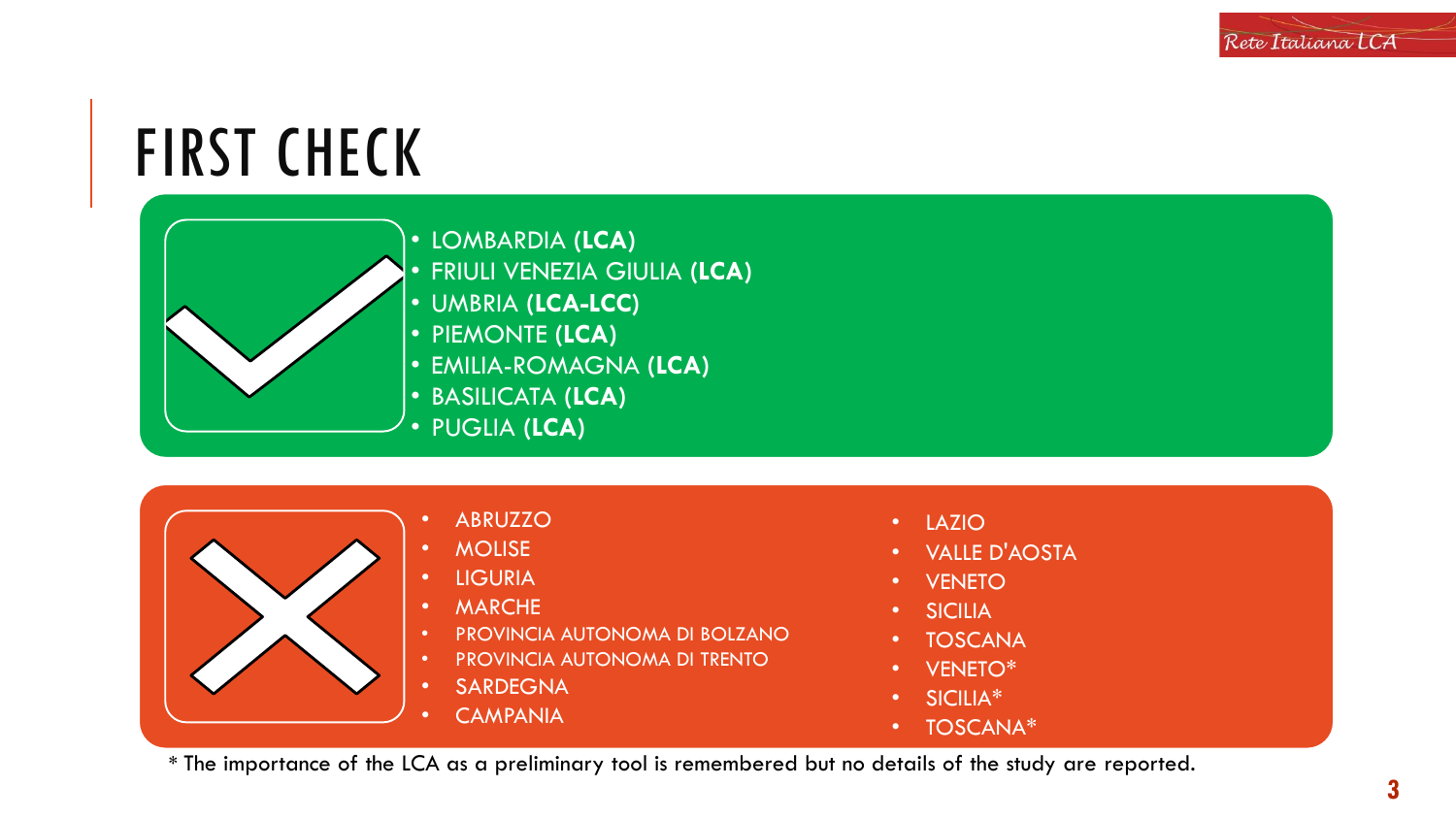# FIRST CHECK

- LOMBARDIA (**LCA**)
- FRIULI VENEZIA GIULIA (**LCA**)
- UMBRIA (**LCA-LCC**)
- PIEMONTE (**LCA**)
- EMILIA-ROMAGNA (**LCA**)
- BASILICATA (**LCA**)
- PUGLIA (**LCA**)

- ABRUZZO
- MOLISE
- LIGURIA
- MARCHE
- PROVINCIA AUTONOMA DI BOLZANO
- PROVINCIA AUTONOMA DI TRENTO
- SARDEGNA
- CAMPANIA
- LAZIO
- VALLE D'AOSTA
- VENETO
- SICILIA
- TOSCANA
- VENETO*
- SICILIA*
- TOSCANA*

\* The importance of the LCA as a preliminary tool is remembered but no details of the study are reported.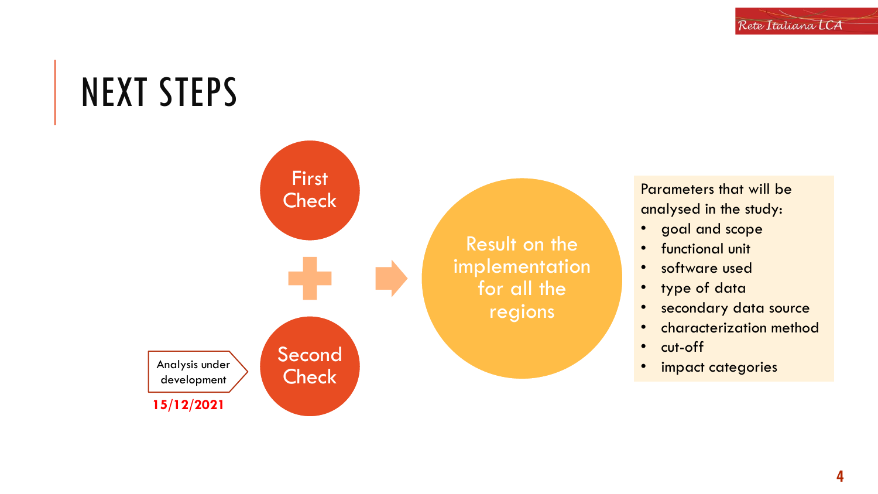# NEXT STEPS

First Check

+

Second Check

Analysis under development

**15/12/2021**

Result on the implementation for all the regions

Parameters that will be analysed in the study:

- goal and scope
- functional unit
- software used
- type of data
- secondary data source
- characterization method
- cut-off
- impact categories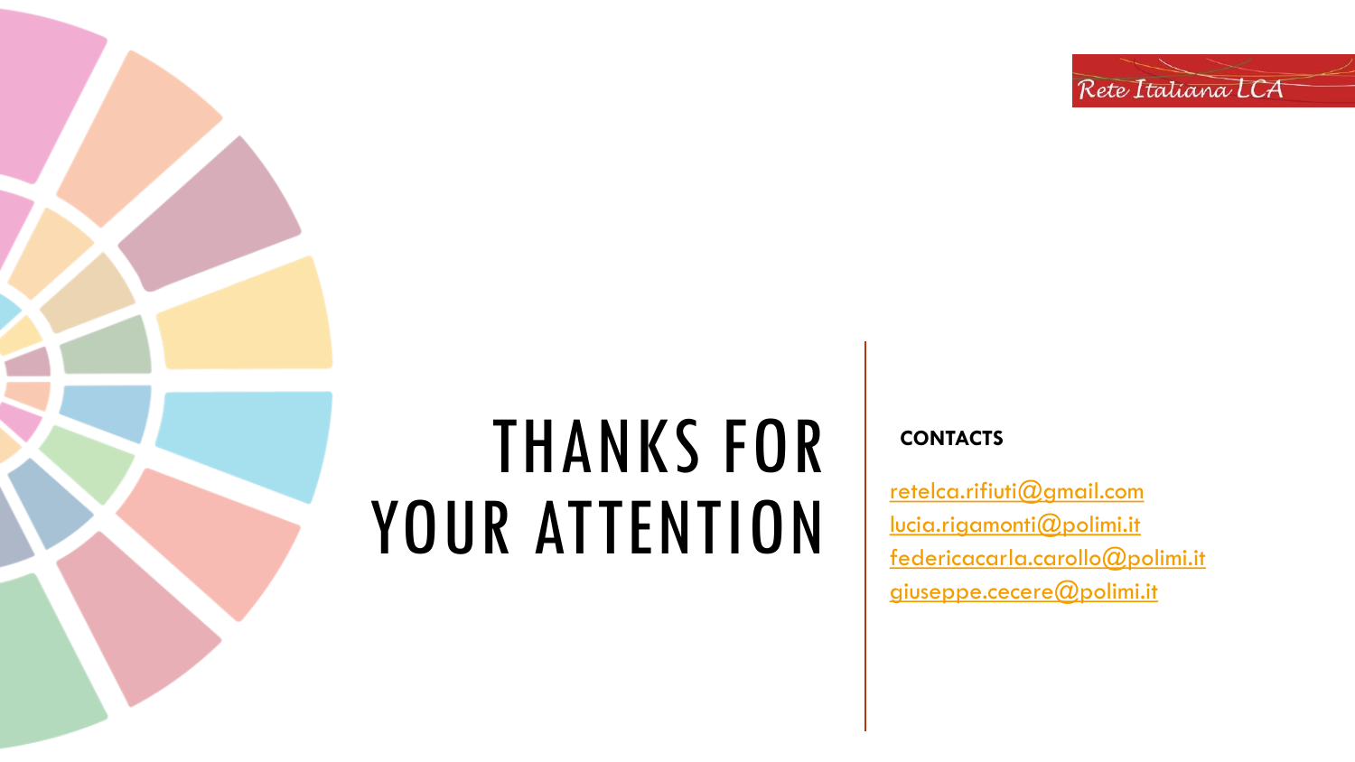Rete Italiana LCA

# THANKS FOR YOUR ATTENTION

**CONTACTS**

retelca.rifiuti@gmail.com
lucia.rigamonti@polimi.it
federicacarla.carollo@polimi.it
giuseppe.cecere@polimi.it